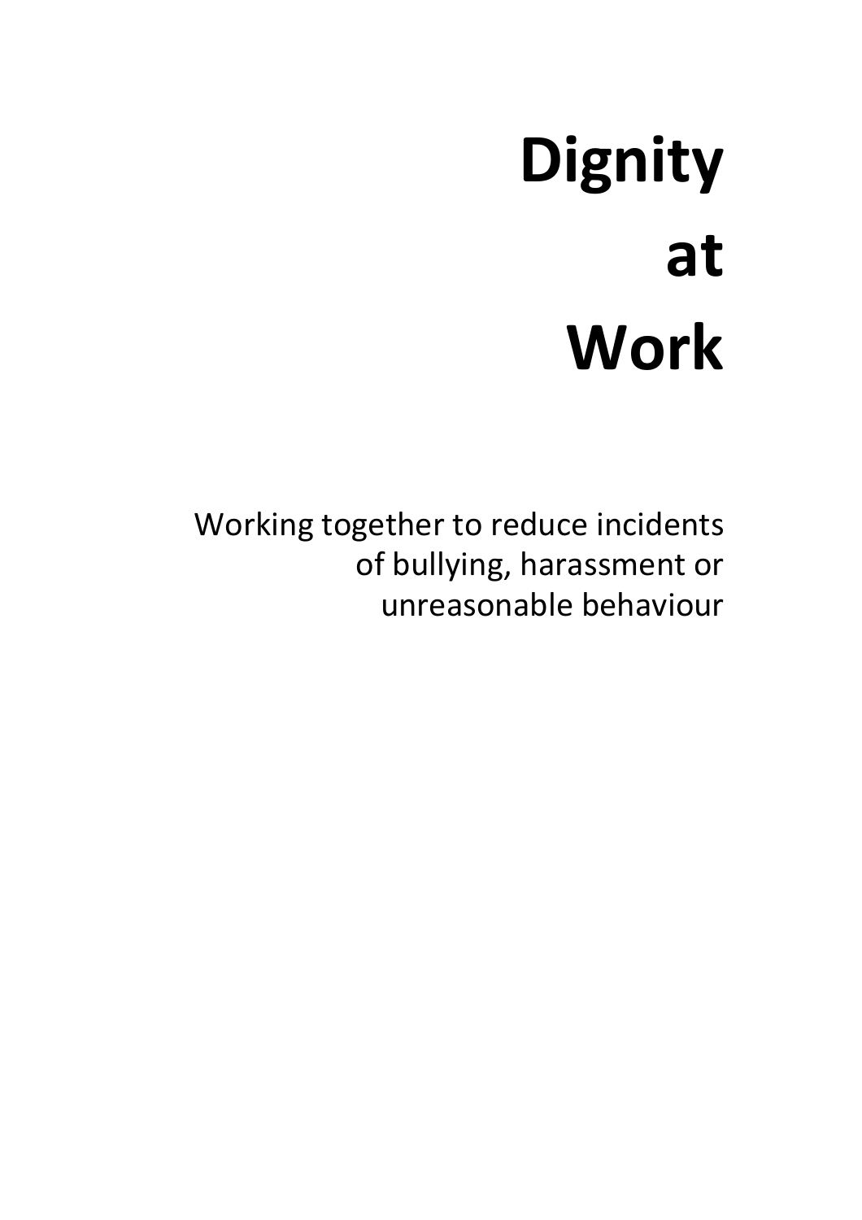# Dignity at Work

Working together to reduce incidents of bullying, harassment or unreasonable behaviour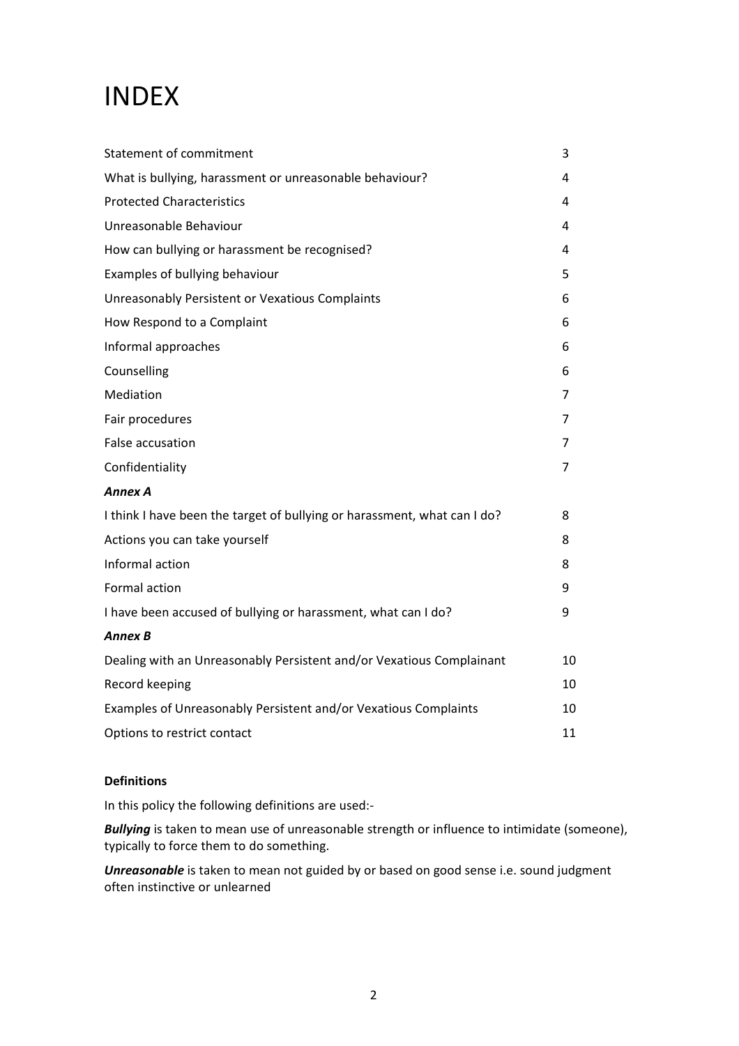# INDEX

| | |
|---|---|
| Statement of commitment | 3 |
| What is bullying, harassment or unreasonable behaviour? | 4 |
| Protected Characteristics | 4 |
| Unreasonable Behaviour | 4 |
| How can bullying or harassment be recognised? | 4 |
| Examples of bullying behaviour | 5 |
| Unreasonably Persistent or Vexatious Complaints | 6 |
| How Respond to a Complaint | 6 |
| Informal approaches | 6 |
| Counselling | 6 |
| Mediation | 7 |
| Fair procedures | 7 |
| False accusation | 7 |
| Confidentiality | 7 |
| ***Annex A*** | |
| I think I have been the target of bullying or harassment, what can I do? | 8 |
| Actions you can take yourself | 8 |
| Informal action | 8 |
| Formal action | 9 |
| I have been accused of bullying or harassment, what can I do? | 9 |
| ***Annex B*** | |
| Dealing with an Unreasonably Persistent and/or Vexatious Complainant | 10 |
| Record keeping | 10 |
| Examples of Unreasonably Persistent and/or Vexatious Complaints | 10 |
| Options to restrict contact | 11 |

**Definitions**

In this policy the following definitions are used:-

***Bullying*** is taken to mean use of unreasonable strength or influence to intimidate (someone), typically to force them to do something.

***Unreasonable*** is taken to mean not guided by or based on good sense i.e. sound judgment often instinctive or unlearned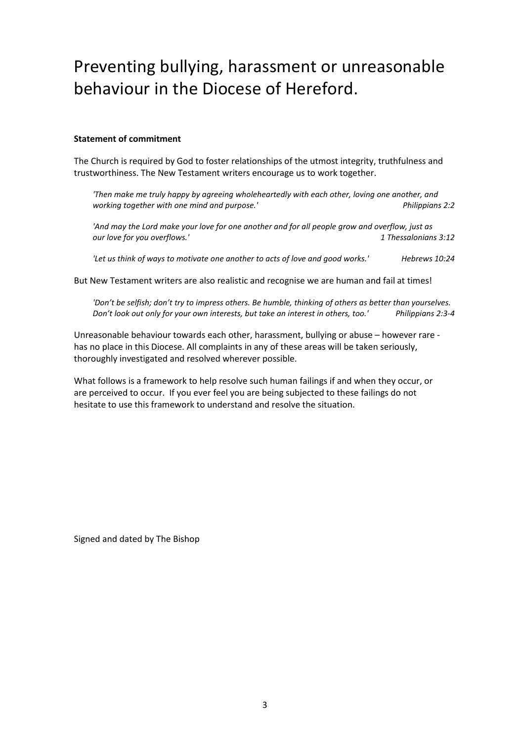# Preventing bullying, harassment or unreasonable behaviour in the Diocese of Hereford.

**Statement of commitment**

The Church is required by God to foster relationships of the utmost integrity, truthfulness and trustworthiness. The New Testament writers encourage us to work together.

> *'Then make me truly happy by agreeing wholeheartedly with each other, loving one another, and working together with one mind and purpose.'* *Philippians 2:2*
>
> *'And may the Lord make your love for one another and for all people grow and overflow, just as our love for you overflows.'* *1 Thessalonians 3:12*
>
> *'Let us think of ways to motivate one another to acts of love and good works.'* *Hebrews 10:24*

But New Testament writers are also realistic and recognise we are human and fail at times!

> *'Don't be selfish; don't try to impress others. Be humble, thinking of others as better than yourselves. Don't look out only for your own interests, but take an interest in others, too.'* *Philippians 2:3-4*

Unreasonable behaviour towards each other, harassment, bullying or abuse – however rare - has no place in this Diocese. All complaints in any of these areas will be taken seriously, thoroughly investigated and resolved wherever possible.

What follows is a framework to help resolve such human failings if and when they occur, or are perceived to occur. If you ever feel you are being subjected to these failings do not hesitate to use this framework to understand and resolve the situation.

Signed and dated by The Bishop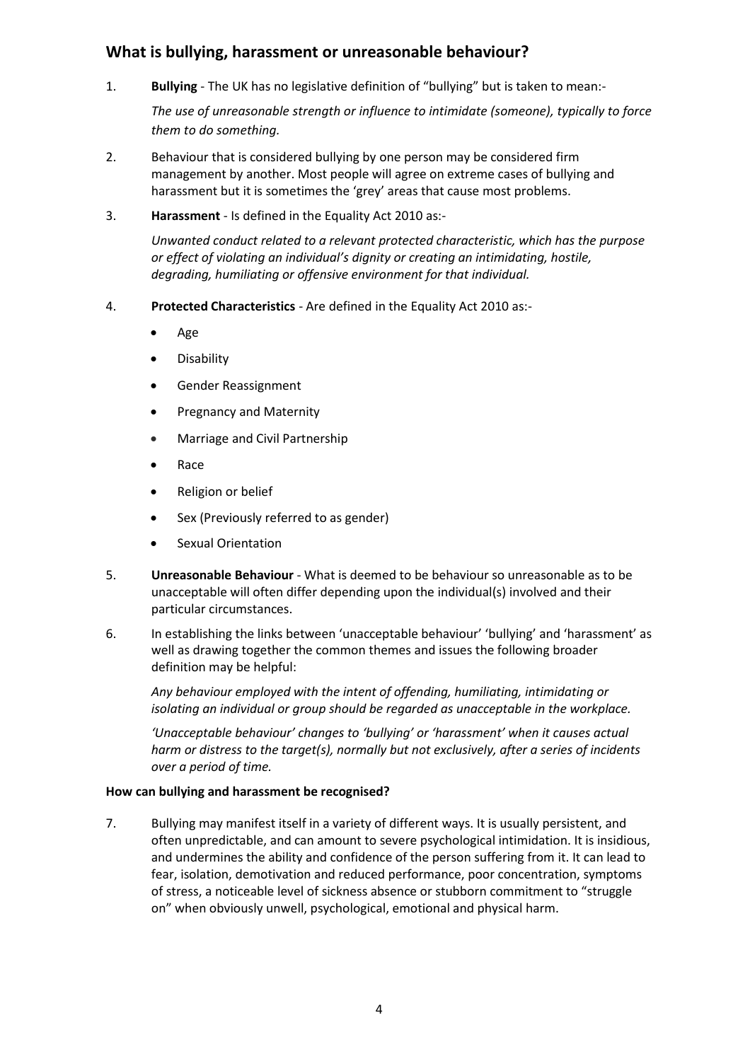## What is bullying, harassment or unreasonable behaviour?

1. **Bullying** - The UK has no legislative definition of "bullying" but is taken to mean:-

   *The use of unreasonable strength or influence to intimidate (someone), typically to force them to do something.*

2. Behaviour that is considered bullying by one person may be considered firm management by another. Most people will agree on extreme cases of bullying and harassment but it is sometimes the 'grey' areas that cause most problems.

3. **Harassment** - Is defined in the Equality Act 2010 as:-

   *Unwanted conduct related to a relevant protected characteristic, which has the purpose or effect of violating an individual's dignity or creating an intimidating, hostile, degrading, humiliating or offensive environment for that individual.*

4. **Protected Characteristics** - Are defined in the Equality Act 2010 as:-

   - Age
   - Disability
   - Gender Reassignment
   - Pregnancy and Maternity
   - Marriage and Civil Partnership
   - Race
   - Religion or belief
   - Sex (Previously referred to as gender)
   - Sexual Orientation

5. **Unreasonable Behaviour** - What is deemed to be behaviour so unreasonable as to be unacceptable will often differ depending upon the individual(s) involved and their particular circumstances.

6. In establishing the links between 'unacceptable behaviour' 'bullying' and 'harassment' as well as drawing together the common themes and issues the following broader definition may be helpful:

   *Any behaviour employed with the intent of offending, humiliating, intimidating or isolating an individual or group should be regarded as unacceptable in the workplace.*

   *'Unacceptable behaviour' changes to 'bullying' or 'harassment' when it causes actual harm or distress to the target(s), normally but not exclusively, after a series of incidents over a period of time.*

**How can bullying and harassment be recognised?**

7. Bullying may manifest itself in a variety of different ways. It is usually persistent, and often unpredictable, and can amount to severe psychological intimidation. It is insidious, and undermines the ability and confidence of the person suffering from it. It can lead to fear, isolation, demotivation and reduced performance, poor concentration, symptoms of stress, a noticeable level of sickness absence or stubborn commitment to "struggle on" when obviously unwell, psychological, emotional and physical harm.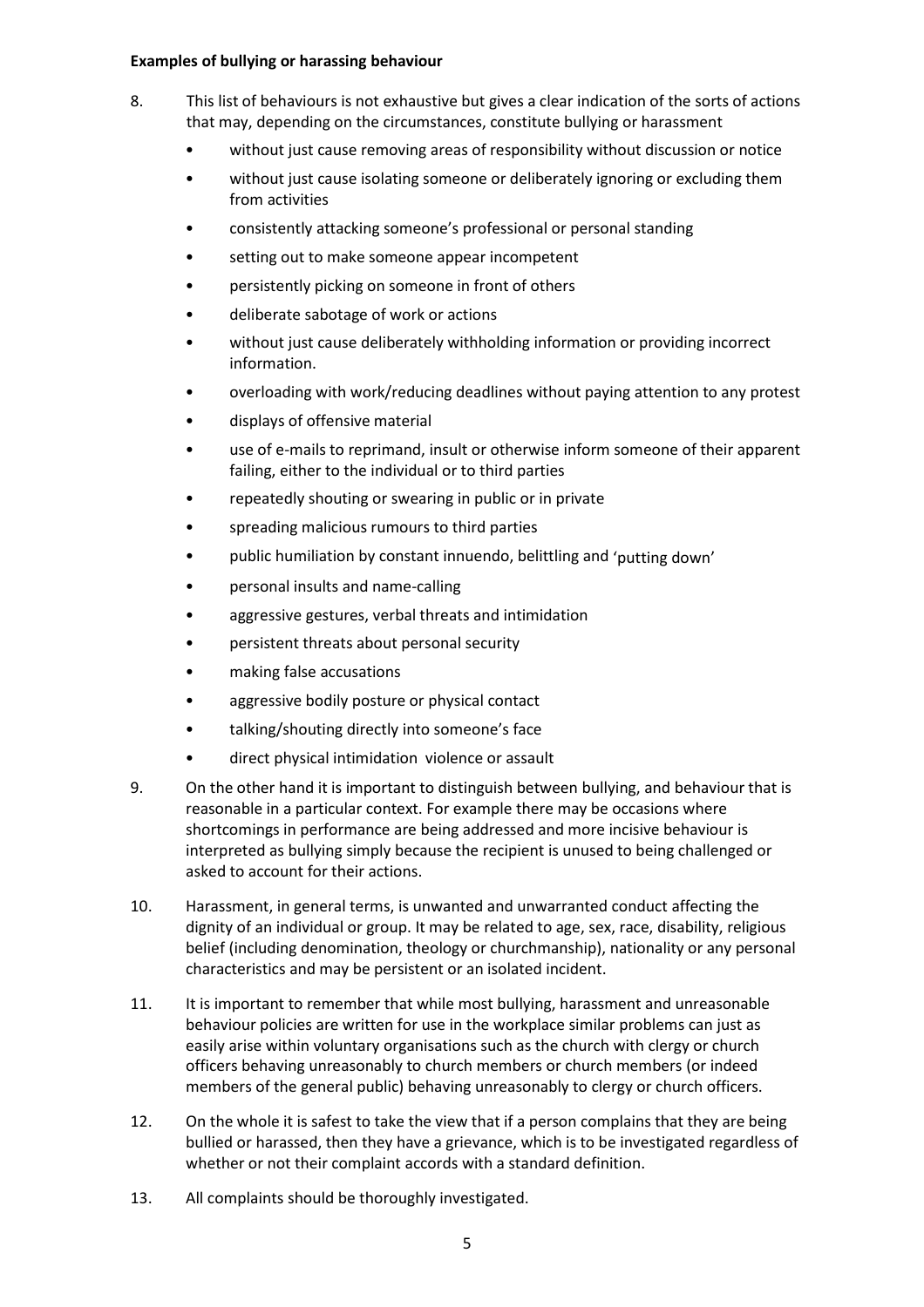**Examples of bullying or harassing behaviour**

8. This list of behaviours is not exhaustive but gives a clear indication of the sorts of actions that may, depending on the circumstances, constitute bullying or harassment

   - without just cause removing areas of responsibility without discussion or notice
   - without just cause isolating someone or deliberately ignoring or excluding them from activities
   - consistently attacking someone's professional or personal standing
   - setting out to make someone appear incompetent
   - persistently picking on someone in front of others
   - deliberate sabotage of work or actions
   - without just cause deliberately withholding information or providing incorrect information.
   - overloading with work/reducing deadlines without paying attention to any protest
   - displays of offensive material
   - use of e-mails to reprimand, insult or otherwise inform someone of their apparent failing, either to the individual or to third parties
   - repeatedly shouting or swearing in public or in private
   - spreading malicious rumours to third parties
   - public humiliation by constant innuendo, belittling and 'putting down'
   - personal insults and name-calling
   - aggressive gestures, verbal threats and intimidation
   - persistent threats about personal security
   - making false accusations
   - aggressive bodily posture or physical contact
   - talking/shouting directly into someone's face
   - direct physical intimidation violence or assault

9. On the other hand it is important to distinguish between bullying, and behaviour that is reasonable in a particular context. For example there may be occasions where shortcomings in performance are being addressed and more incisive behaviour is interpreted as bullying simply because the recipient is unused to being challenged or asked to account for their actions.

10. Harassment, in general terms, is unwanted and unwarranted conduct affecting the dignity of an individual or group. It may be related to age, sex, race, disability, religious belief (including denomination, theology or churchmanship), nationality or any personal characteristics and may be persistent or an isolated incident.

11. It is important to remember that while most bullying, harassment and unreasonable behaviour policies are written for use in the workplace similar problems can just as easily arise within voluntary organisations such as the church with clergy or church officers behaving unreasonably to church members or church members (or indeed members of the general public) behaving unreasonably to clergy or church officers.

12. On the whole it is safest to take the view that if a person complains that they are being bullied or harassed, then they have a grievance, which is to be investigated regardless of whether or not their complaint accords with a standard definition.

13. All complaints should be thoroughly investigated.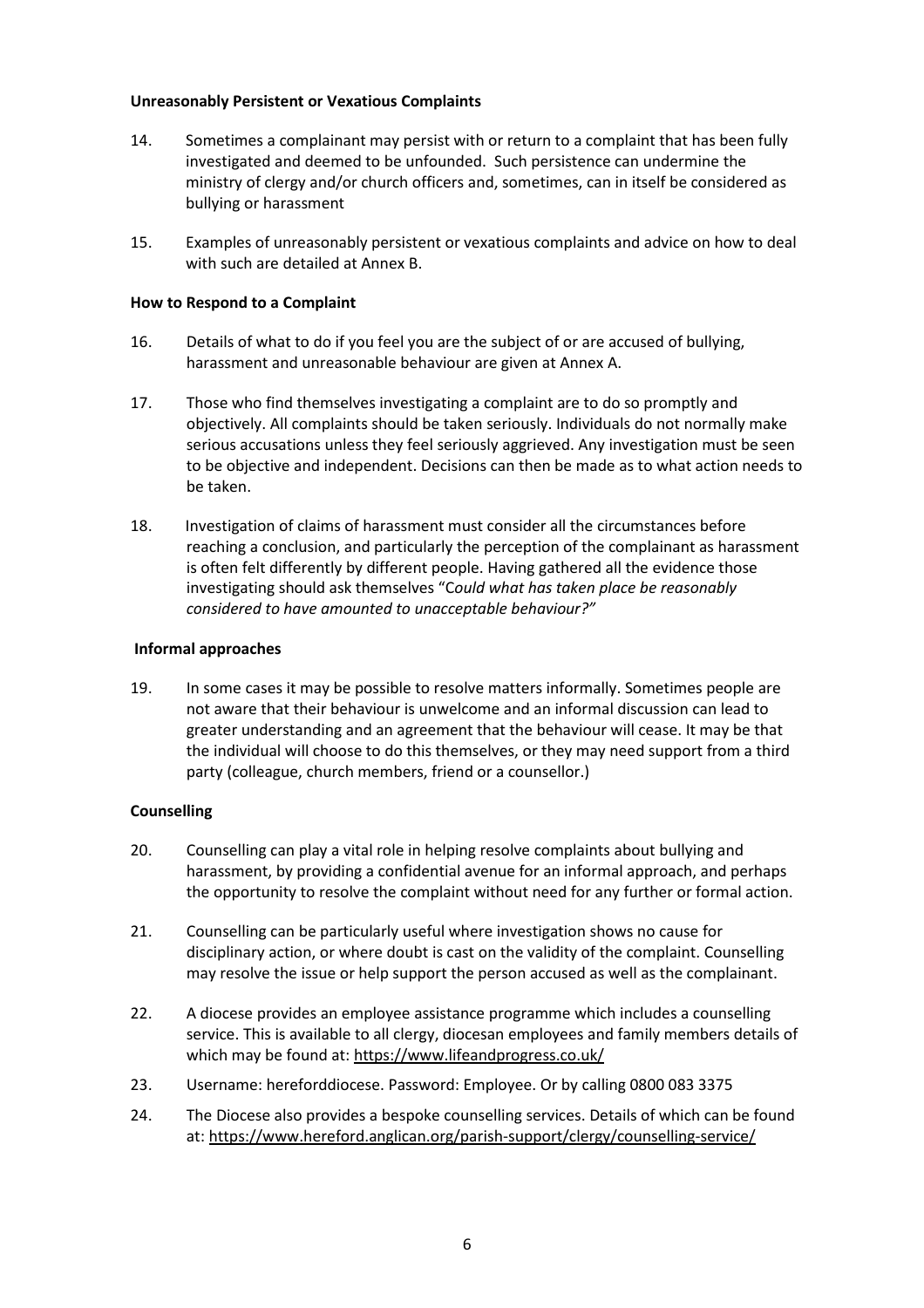**Unreasonably Persistent or Vexatious Complaints**

14. Sometimes a complainant may persist with or return to a complaint that has been fully investigated and deemed to be unfounded. Such persistence can undermine the ministry of clergy and/or church officers and, sometimes, can in itself be considered as bullying or harassment

15. Examples of unreasonably persistent or vexatious complaints and advice on how to deal with such are detailed at Annex B.

**How to Respond to a Complaint**

16. Details of what to do if you feel you are the subject of or are accused of bullying, harassment and unreasonable behaviour are given at Annex A.

17. Those who find themselves investigating a complaint are to do so promptly and objectively. All complaints should be taken seriously. Individuals do not normally make serious accusations unless they feel seriously aggrieved. Any investigation must be seen to be objective and independent. Decisions can then be made as to what action needs to be taken.

18. Investigation of claims of harassment must consider all the circumstances before reaching a conclusion, and particularly the perception of the complainant as harassment is often felt differently by different people. Having gathered all the evidence those investigating should ask themselves "*Could what has taken place be reasonably considered to have amounted to unacceptable behaviour?*"

**Informal approaches**

19. In some cases it may be possible to resolve matters informally. Sometimes people are not aware that their behaviour is unwelcome and an informal discussion can lead to greater understanding and an agreement that the behaviour will cease. It may be that the individual will choose to do this themselves, or they may need support from a third party (colleague, church members, friend or a counsellor.)

**Counselling**

20. Counselling can play a vital role in helping resolve complaints about bullying and harassment, by providing a confidential avenue for an informal approach, and perhaps the opportunity to resolve the complaint without need for any further or formal action.

21. Counselling can be particularly useful where investigation shows no cause for disciplinary action, or where doubt is cast on the validity of the complaint. Counselling may resolve the issue or help support the person accused as well as the complainant.

22. A diocese provides an employee assistance programme which includes a counselling service. This is available to all clergy, diocesan employees and family members details of which may be found at: https://www.lifeandprogress.co.uk/

23. Username: herefordiocese. Password: Employee. Or by calling 0800 083 3375

24. The Diocese also provides a bespoke counselling services. Details of which can be found at: https://www.hereford.anglican.org/parish-support/clergy/counselling-service/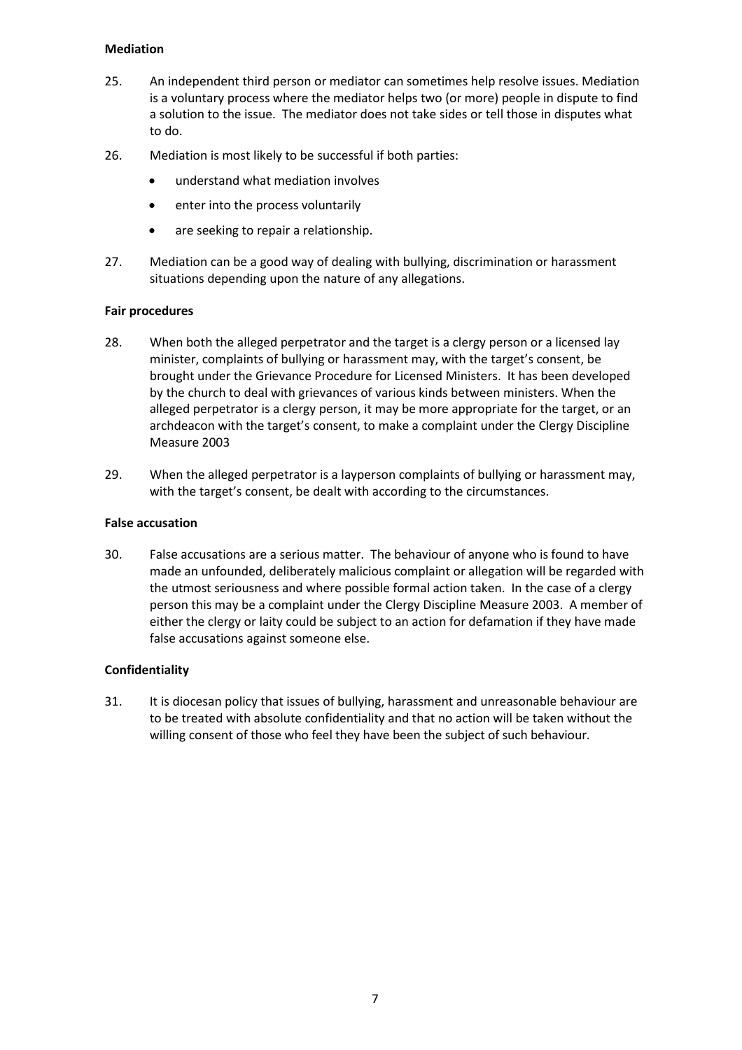**Mediation**

25. An independent third person or mediator can sometimes help resolve issues. Mediation is a voluntary process where the mediator helps two (or more) people in dispute to find a solution to the issue. The mediator does not take sides or tell those in disputes what to do.

26. Mediation is most likely to be successful if both parties:

    - understand what mediation involves
    - enter into the process voluntarily
    - are seeking to repair a relationship.

27. Mediation can be a good way of dealing with bullying, discrimination or harassment situations depending upon the nature of any allegations.

**Fair procedures**

28. When both the alleged perpetrator and the target is a clergy person or a licensed lay minister, complaints of bullying or harassment may, with the target's consent, be brought under the Grievance Procedure for Licensed Ministers. It has been developed by the church to deal with grievances of various kinds between ministers. When the alleged perpetrator is a clergy person, it may be more appropriate for the target, or an archdeacon with the target's consent, to make a complaint under the Clergy Discipline Measure 2003

29. When the alleged perpetrator is a layperson complaints of bullying or harassment may, with the target's consent, be dealt with according to the circumstances.

**False accusation**

30. False accusations are a serious matter. The behaviour of anyone who is found to have made an unfounded, deliberately malicious complaint or allegation will be regarded with the utmost seriousness and where possible formal action taken. In the case of a clergy person this may be a complaint under the Clergy Discipline Measure 2003. A member of either the clergy or laity could be subject to an action for defamation if they have made false accusations against someone else.

**Confidentiality**

31. It is diocesan policy that issues of bullying, harassment and unreasonable behaviour are to be treated with absolute confidentiality and that no action will be taken without the willing consent of those who feel they have been the subject of such behaviour.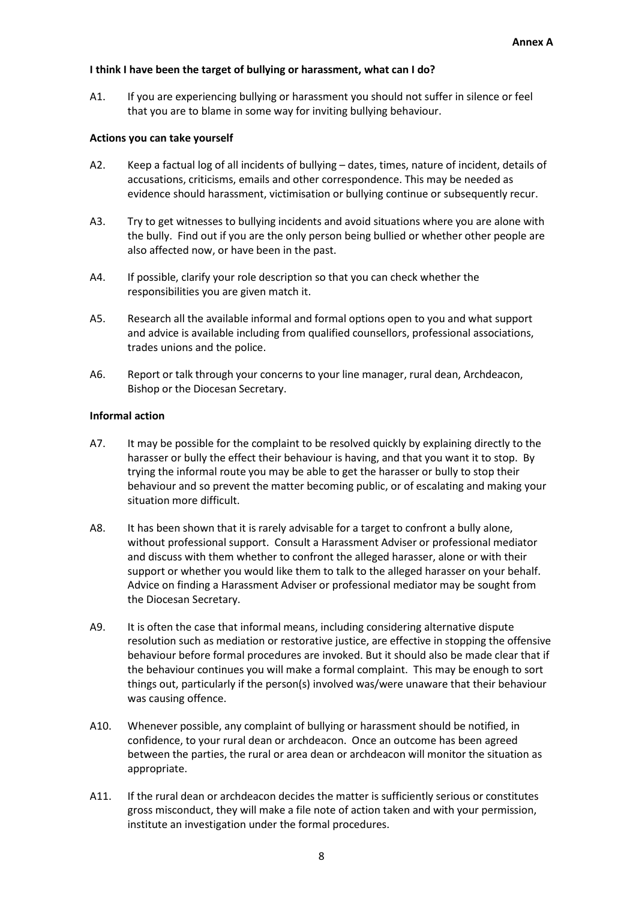**Annex A**

**I think I have been the target of bullying or harassment, what can I do?**

A1. If you are experiencing bullying or harassment you should not suffer in silence or feel that you are to blame in some way for inviting bullying behaviour.

**Actions you can take yourself**

A2. Keep a factual log of all incidents of bullying – dates, times, nature of incident, details of accusations, criticisms, emails and other correspondence. This may be needed as evidence should harassment, victimisation or bullying continue or subsequently recur.

A3. Try to get witnesses to bullying incidents and avoid situations where you are alone with the bully. Find out if you are the only person being bullied or whether other people are also affected now, or have been in the past.

A4. If possible, clarify your role description so that you can check whether the responsibilities you are given match it.

A5. Research all the available informal and formal options open to you and what support and advice is available including from qualified counsellors, professional associations, trades unions and the police.

A6. Report or talk through your concerns to your line manager, rural dean, Archdeacon, Bishop or the Diocesan Secretary.

**Informal action**

A7. It may be possible for the complaint to be resolved quickly by explaining directly to the harasser or bully the effect their behaviour is having, and that you want it to stop. By trying the informal route you may be able to get the harasser or bully to stop their behaviour and so prevent the matter becoming public, or of escalating and making your situation more difficult.

A8. It has been shown that it is rarely advisable for a target to confront a bully alone, without professional support. Consult a Harassment Adviser or professional mediator and discuss with them whether to confront the alleged harasser, alone or with their support or whether you would like them to talk to the alleged harasser on your behalf. Advice on finding a Harassment Adviser or professional mediator may be sought from the Diocesan Secretary.

A9. It is often the case that informal means, including considering alternative dispute resolution such as mediation or restorative justice, are effective in stopping the offensive behaviour before formal procedures are invoked. But it should also be made clear that if the behaviour continues you will make a formal complaint. This may be enough to sort things out, particularly if the person(s) involved was/were unaware that their behaviour was causing offence.

A10. Whenever possible, any complaint of bullying or harassment should be notified, in confidence, to your rural dean or archdeacon. Once an outcome has been agreed between the parties, the rural or area dean or archdeacon will monitor the situation as appropriate.

A11. If the rural dean or archdeacon decides the matter is sufficiently serious or constitutes gross misconduct, they will make a file note of action taken and with your permission, institute an investigation under the formal procedures.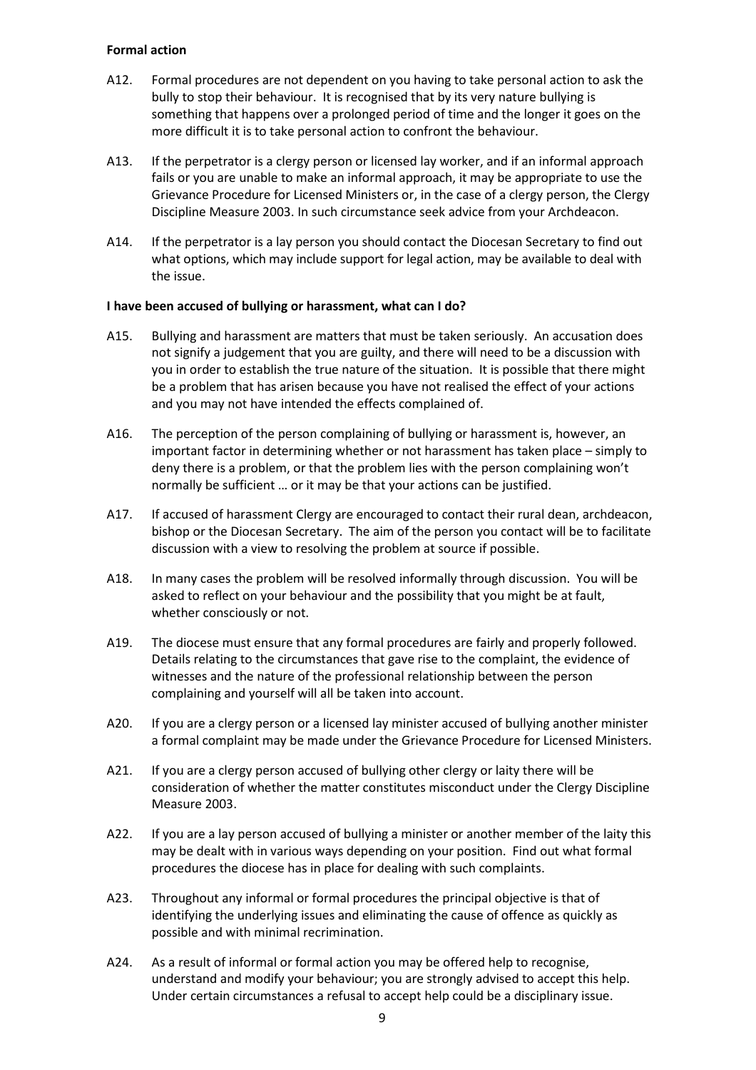**Formal action**

A12. Formal procedures are not dependent on you having to take personal action to ask the bully to stop their behaviour. It is recognised that by its very nature bullying is something that happens over a prolonged period of time and the longer it goes on the more difficult it is to take personal action to confront the behaviour.

A13. If the perpetrator is a clergy person or licensed lay worker, and if an informal approach fails or you are unable to make an informal approach, it may be appropriate to use the Grievance Procedure for Licensed Ministers or, in the case of a clergy person, the Clergy Discipline Measure 2003. In such circumstance seek advice from your Archdeacon.

A14. If the perpetrator is a lay person you should contact the Diocesan Secretary to find out what options, which may include support for legal action, may be available to deal with the issue.

**I have been accused of bullying or harassment, what can I do?**

A15. Bullying and harassment are matters that must be taken seriously. An accusation does not signify a judgement that you are guilty, and there will need to be a discussion with you in order to establish the true nature of the situation. It is possible that there might be a problem that has arisen because you have not realised the effect of your actions and you may not have intended the effects complained of.

A16. The perception of the person complaining of bullying or harassment is, however, an important factor in determining whether or not harassment has taken place – simply to deny there is a problem, or that the problem lies with the person complaining won't normally be sufficient … or it may be that your actions can be justified.

A17. If accused of harassment Clergy are encouraged to contact their rural dean, archdeacon, bishop or the Diocesan Secretary. The aim of the person you contact will be to facilitate discussion with a view to resolving the problem at source if possible.

A18. In many cases the problem will be resolved informally through discussion. You will be asked to reflect on your behaviour and the possibility that you might be at fault, whether consciously or not.

A19. The diocese must ensure that any formal procedures are fairly and properly followed. Details relating to the circumstances that gave rise to the complaint, the evidence of witnesses and the nature of the professional relationship between the person complaining and yourself will all be taken into account.

A20. If you are a clergy person or a licensed lay minister accused of bullying another minister a formal complaint may be made under the Grievance Procedure for Licensed Ministers.

A21. If you are a clergy person accused of bullying other clergy or laity there will be consideration of whether the matter constitutes misconduct under the Clergy Discipline Measure 2003.

A22. If you are a lay person accused of bullying a minister or another member of the laity this may be dealt with in various ways depending on your position. Find out what formal procedures the diocese has in place for dealing with such complaints.

A23. Throughout any informal or formal procedures the principal objective is that of identifying the underlying issues and eliminating the cause of offence as quickly as possible and with minimal recrimination.

A24. As a result of informal or formal action you may be offered help to recognise, understand and modify your behaviour; you are strongly advised to accept this help. Under certain circumstances a refusal to accept help could be a disciplinary issue.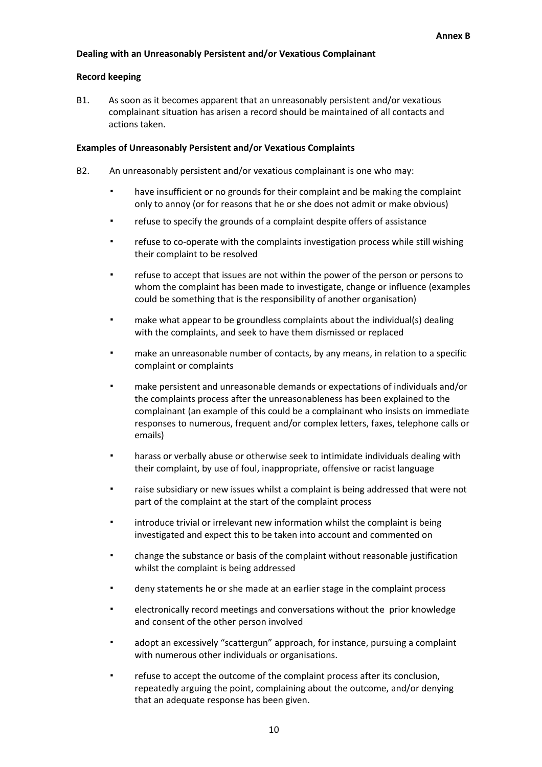**Annex B**

**Dealing with an Unreasonably Persistent and/or Vexatious Complainant**

**Record keeping**

B1. As soon as it becomes apparent that an unreasonably persistent and/or vexatious complainant situation has arisen a record should be maintained of all contacts and actions taken.

**Examples of Unreasonably Persistent and/or Vexatious Complaints**

B2. An unreasonably persistent and/or vexatious complainant is one who may:

- have insufficient or no grounds for their complaint and be making the complaint only to annoy (or for reasons that he or she does not admit or make obvious)
- refuse to specify the grounds of a complaint despite offers of assistance
- refuse to co-operate with the complaints investigation process while still wishing their complaint to be resolved
- refuse to accept that issues are not within the power of the person or persons to whom the complaint has been made to investigate, change or influence (examples could be something that is the responsibility of another organisation)
- make what appear to be groundless complaints about the individual(s) dealing with the complaints, and seek to have them dismissed or replaced
- make an unreasonable number of contacts, by any means, in relation to a specific complaint or complaints
- make persistent and unreasonable demands or expectations of individuals and/or the complaints process after the unreasonableness has been explained to the complainant (an example of this could be a complainant who insists on immediate responses to numerous, frequent and/or complex letters, faxes, telephone calls or emails)
- harass or verbally abuse or otherwise seek to intimidate individuals dealing with their complaint, by use of foul, inappropriate, offensive or racist language
- raise subsidiary or new issues whilst a complaint is being addressed that were not part of the complaint at the start of the complaint process
- introduce trivial or irrelevant new information whilst the complaint is being investigated and expect this to be taken into account and commented on
- change the substance or basis of the complaint without reasonable justification whilst the complaint is being addressed
- deny statements he or she made at an earlier stage in the complaint process
- electronically record meetings and conversations without the prior knowledge and consent of the other person involved
- adopt an excessively "scattergun" approach, for instance, pursuing a complaint with numerous other individuals or organisations.
- refuse to accept the outcome of the complaint process after its conclusion, repeatedly arguing the point, complaining about the outcome, and/or denying that an adequate response has been given.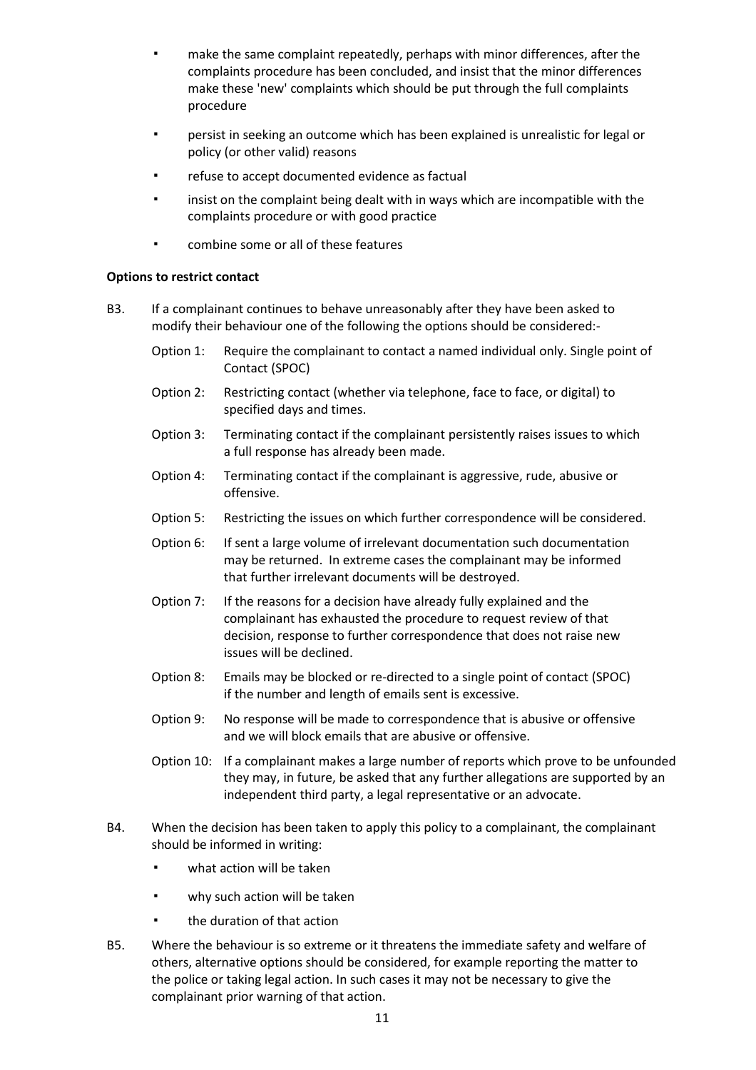- make the same complaint repeatedly, perhaps with minor differences, after the complaints procedure has been concluded, and insist that the minor differences make these 'new' complaints which should be put through the full complaints procedure
- persist in seeking an outcome which has been explained is unrealistic for legal or policy (or other valid) reasons
- refuse to accept documented evidence as factual
- insist on the complaint being dealt with in ways which are incompatible with the complaints procedure or with good practice
- combine some or all of these features

**Options to restrict contact**

B3. If a complainant continues to behave unreasonably after they have been asked to modify their behaviour one of the following the options should be considered:-

Option 1: Require the complainant to contact a named individual only. Single point of Contact (SPOC)

Option 2: Restricting contact (whether via telephone, face to face, or digital) to specified days and times.

Option 3: Terminating contact if the complainant persistently raises issues to which a full response has already been made.

Option 4: Terminating contact if the complainant is aggressive, rude, abusive or offensive.

Option 5: Restricting the issues on which further correspondence will be considered.

Option 6: If sent a large volume of irrelevant documentation such documentation may be returned. In extreme cases the complainant may be informed that further irrelevant documents will be destroyed.

Option 7: If the reasons for a decision have already fully explained and the complainant has exhausted the procedure to request review of that decision, response to further correspondence that does not raise new issues will be declined.

Option 8: Emails may be blocked or re-directed to a single point of contact (SPOC) if the number and length of emails sent is excessive.

Option 9: No response will be made to correspondence that is abusive or offensive and we will block emails that are abusive or offensive.

Option 10: If a complainant makes a large number of reports which prove to be unfounded they may, in future, be asked that any further allegations are supported by an independent third party, a legal representative or an advocate.

B4. When the decision has been taken to apply this policy to a complainant, the complainant should be informed in writing:

- what action will be taken
- why such action will be taken
- the duration of that action

B5. Where the behaviour is so extreme or it threatens the immediate safety and welfare of others, alternative options should be considered, for example reporting the matter to the police or taking legal action. In such cases it may not be necessary to give the complainant prior warning of that action.